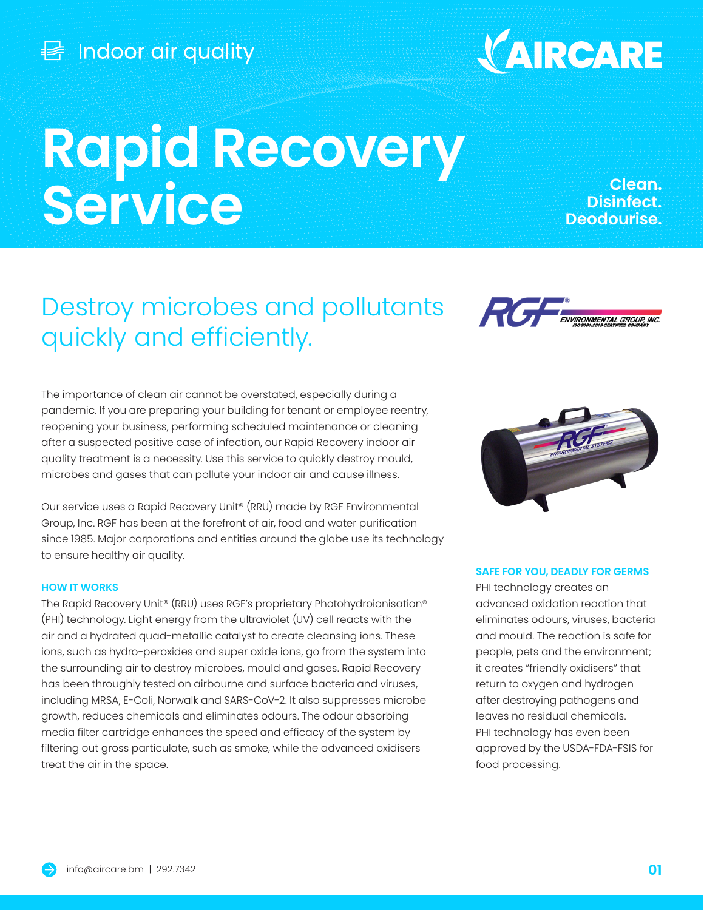Indoor air quality

AIRCARE

# Rapid Recovery Service

**Clean.**
**Disinfect.**
**Deodourise.**

## Destroy microbes and pollutants quickly and efficiently.

The importance of clean air cannot be overstated, especially during a pandemic. If you are preparing your building for tenant or employee reentry, reopening your business, performing scheduled maintenance or cleaning after a suspected positive case of infection, our Rapid Recovery indoor air quality treatment is a necessity. Use this service to quickly destroy mould, microbes and gases that can pollute your indoor air and cause illness.

Our service uses a Rapid Recovery Unit® (RRU) made by RGF Environmental Group, Inc. RGF has been at the forefront of air, food and water purification since 1985. Major corporations and entities around the globe use its technology to ensure healthy air quality.

### HOW IT WORKS

The Rapid Recovery Unit® (RRU) uses RGF's proprietary Photohydroionisation® (PHI) technology. Light energy from the ultraviolet (UV) cell reacts with the air and a hydrated quad-metallic catalyst to create cleansing ions. These ions, such as hydro-peroxides and super oxide ions, go from the system into the surrounding air to destroy microbes, mould and gases. Rapid Recovery has been throughly tested on airbourne and surface bacteria and viruses, including MRSA, E-Coli, Norwalk and SARS-CoV-2. It also suppresses microbe growth, reduces chemicals and eliminates odours. The odour absorbing media filter cartridge enhances the speed and efficacy of the system by filtering out gross particulate, such as smoke, while the advanced oxidisers treat the air in the space.

### SAFE FOR YOU, DEADLY FOR GERMS

PHI technology creates an advanced oxidation reaction that eliminates odours, viruses, bacteria and mould. The reaction is safe for people, pets and the environment; it creates "friendly oxidisers" that return to oxygen and hydrogen after destroying pathogens and leaves no residual chemicals. PHI technology has even been approved by the USDA-FDA-FSIS for food processing.

info@aircare.bm | 292.7342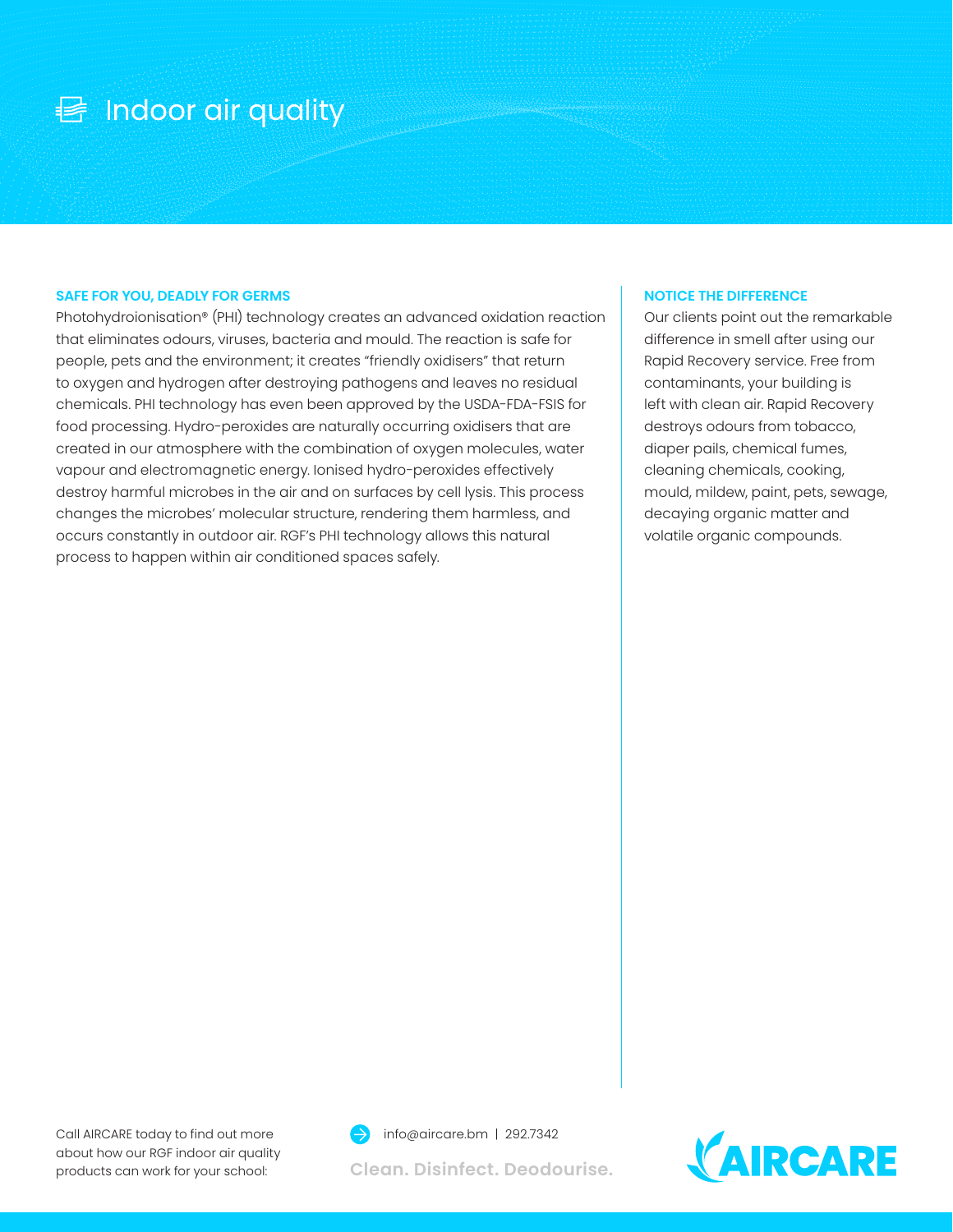# Indoor air quality

**SAFE FOR YOU, DEADLY FOR GERMS**

Photohydroionisation® (PHI) technology creates an advanced oxidation reaction that eliminates odours, viruses, bacteria and mould. The reaction is safe for people, pets and the environment; it creates "friendly oxidisers" that return to oxygen and hydrogen after destroying pathogens and leaves no residual chemicals. PHI technology has even been approved by the USDA-FDA-FSIS for food processing. Hydro-peroxides are naturally occurring oxidisers that are created in our atmosphere with the combination of oxygen molecules, water vapour and electromagnetic energy. Ionised hydro-peroxides effectively destroy harmful microbes in the air and on surfaces by cell lysis. This process changes the microbes' molecular structure, rendering them harmless, and occurs constantly in outdoor air. RGF's PHI technology allows this natural process to happen within air conditioned spaces safely.

**NOTICE THE DIFFERENCE**

Our clients point out the remarkable difference in smell after using our Rapid Recovery service. Free from contaminants, your building is left with clean air. Rapid Recovery destroys odours from tobacco, diaper pails, chemical fumes, cleaning chemicals, cooking, mould, mildew, paint, pets, sewage, decaying organic matter and volatile organic compounds.

Call AIRCARE today to find out more about how our RGF indoor air quality products can work for your school:

info@aircare.bm | 292.7342

**Clean. Disinfect. Deodourise.**

AIRCARE